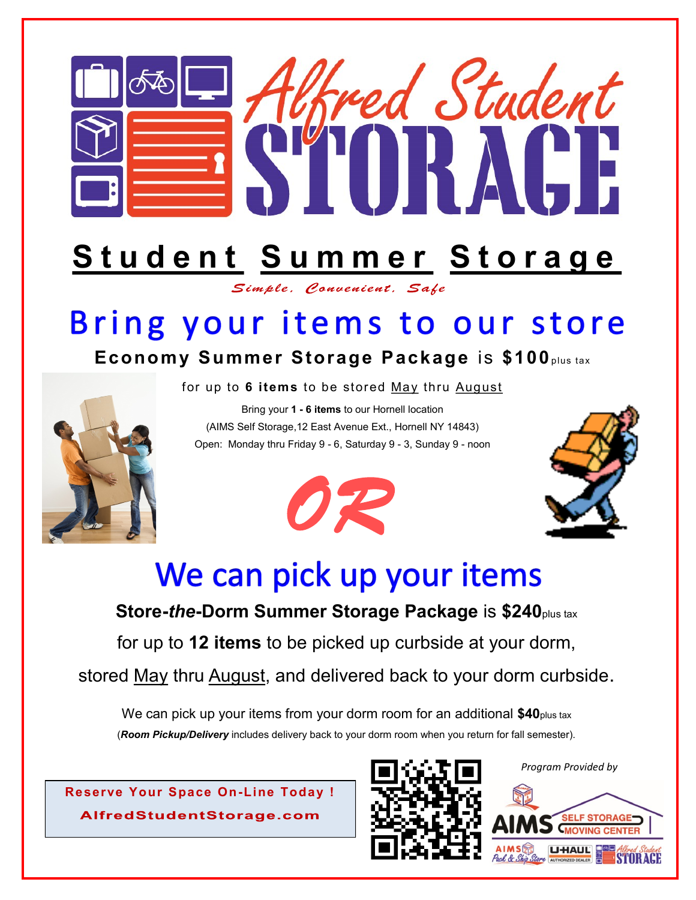# Alfred Student STORAGE

## Student Summer Storage

*Simple, Convenient, Safe*

## Bring your items to our store

**Economy Summer Storage Package** is **$100** plus tax

for up to **6 items** to be stored May thru August

Bring your **1 - 6 items** to our Hornell location

(AIMS Self Storage,12 East Avenue Ext., Hornell NY 14843)

Open: Monday thru Friday 9 - 6, Saturday 9 - 3, Sunday 9 - noon

OR

## We can pick up your items

**Store-*the*-Dorm Summer Storage Package** is **$240** plus tax

for up to **12 items** to be picked up curbside at your dorm,

stored May thru August, and delivered back to your dorm curbside.

We can pick up your items from your dorm room for an additional **$40** plus tax

(***Room Pickup/Delivery*** includes delivery back to your dorm room when you return for fall semester).

**Reserve Your Space On-Line Today !**

**AlfredStudentStorage.com**

*Program Provided by*

AIMS SELF STORAGE MOVING CENTER

AIMS Pack & Ship Store | U-HAUL AUTHORIZED DEALER | Alfred Student STORAGE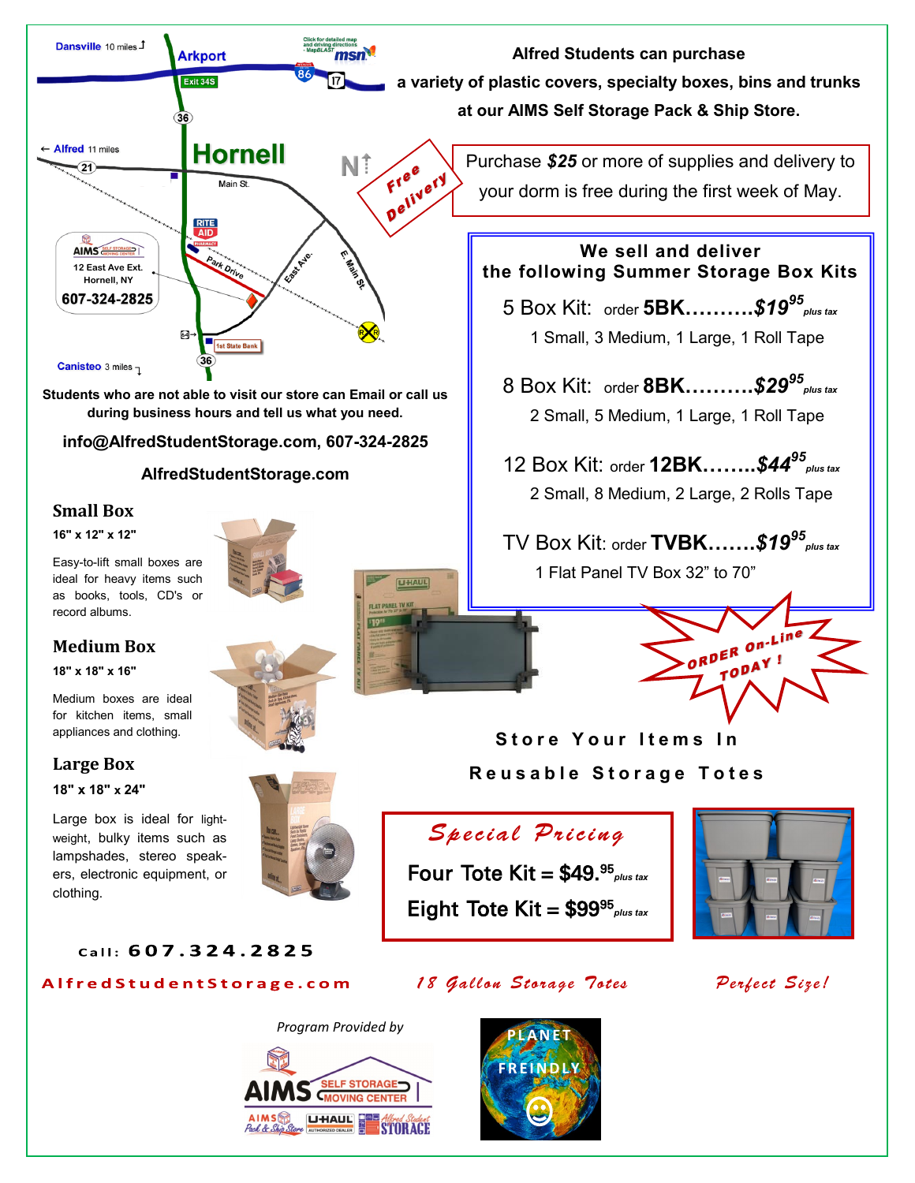Alfred Students can purchase a variety of plastic covers, specialty boxes, bins and trunks at our AIMS Self Storage Pack & Ship Store.

Free Delivery

Purchase ***$25*** or more of supplies and delivery to your dorm is free during the first week of May.

Dansville 10 miles
Arkport
Exit 34S
86
17
36
Alfred 11 miles
21
Hornell
Main St.
RITE AID
Park Drive
East Ave.
E. Main St.
1st State Bank
36
Canisteo 3 miles

AIMS
12 East Ave Ext.
Hornell, NY
607-324-2825

**Students who are not able to visit our store can Email or call us during business hours and tell us what you need.**

**info@AlfredStudentStorage.com, 607-324-2825**

**AlfredStudentStorage.com**

## We sell and deliver the following Summer Storage Box Kits

5 Box Kit: order **5BK..........$19.95** plus tax
1 Small, 3 Medium, 1 Large, 1 Roll Tape

8 Box Kit: order **8BK..........$29.95** plus tax
2 Small, 5 Medium, 1 Large, 1 Roll Tape

12 Box Kit: order **12BK........$44.95** plus tax
2 Small, 8 Medium, 2 Large, 2 Rolls Tape

TV Box Kit: order **TVBK.......$19.95** plus tax
1 Flat Panel TV Box 32" to 70"

ORDER On-Line TODAY !

### Small Box

**16" x 12" x 12"**

Easy-to-lift small boxes are ideal for heavy items such as books, tools, CD's or record albums.

### Medium Box

**18" x 18" x 16"**

Medium boxes are ideal for kitchen items, small appliances and clothing.

### Large Box

**18" x 18" x 24"**

Large box is ideal for light-weight, bulky items such as lampshades, stereo speakers, electronic equipment, or clothing.

**Store Your Items In Reusable Storage Totes**

*Special Pricing*

**Four Tote Kit = $49.95** plus tax

**Eight Tote Kit = $99.95** plus tax

Call: **607.324.2825**

**AlfredStudentStorage.com**

*18 Gallon Storage Totes*

*Perfect Size!*

*Program Provided by*

AIMS SELF STORAGE MOVING CENTER

PLANET FRIENDLY